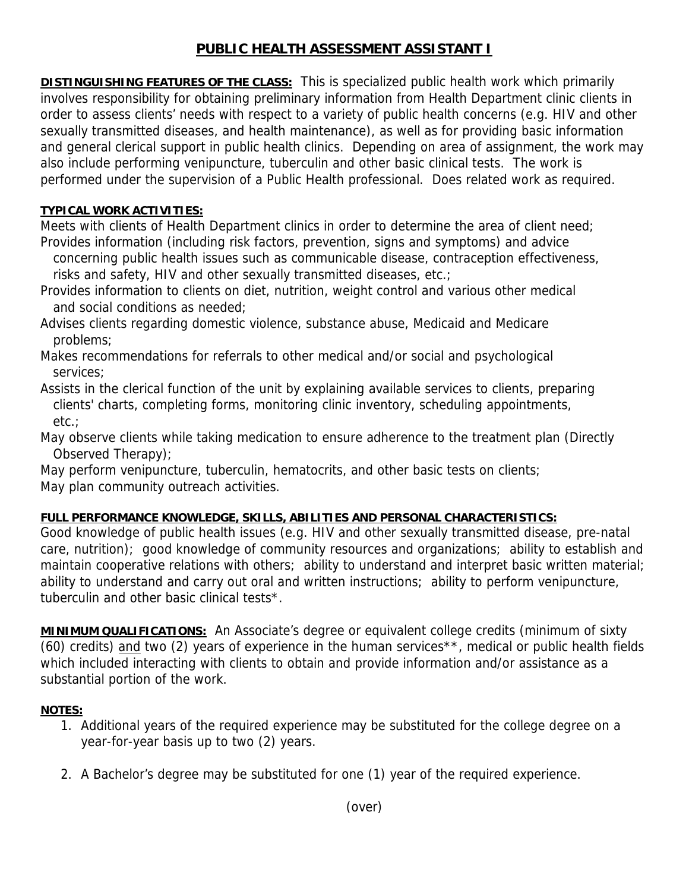# PUBLIC HEALTH ASSESSMENT ASSISTANT I

**DISTINGUISHING FEATURES OF THE CLASS:** This is specialized public health work which primarily involves responsibility for obtaining preliminary information from Health Department clinic clients in order to assess clients' needs with respect to a variety of public health concerns (e.g. HIV and other sexually transmitted diseases, and health maintenance), as well as for providing basic information and general clerical support in public health clinics. Depending on area of assignment, the work may also include performing venipuncture, tuberculin and other basic clinical tests. The work is performed under the supervision of a Public Health professional. Does related work as required.

**TYPICAL WORK ACTIVITIES:**

Meets with clients of Health Department clinics in order to determine the area of client need;
Provides information (including risk factors, prevention, signs and symptoms) and advice concerning public health issues such as communicable disease, contraception effectiveness, risks and safety, HIV and other sexually transmitted diseases, etc.;
Provides information to clients on diet, nutrition, weight control and various other medical and social conditions as needed;
Advises clients regarding domestic violence, substance abuse, Medicaid and Medicare problems;
Makes recommendations for referrals to other medical and/or social and psychological services;
Assists in the clerical function of the unit by explaining available services to clients, preparing clients' charts, completing forms, monitoring clinic inventory, scheduling appointments, etc.;
May observe clients while taking medication to ensure adherence to the treatment plan (Directly Observed Therapy);
May perform venipuncture, tuberculin, hematocrits, and other basic tests on clients;
May plan community outreach activities.

**FULL PERFORMANCE KNOWLEDGE, SKILLS, ABILITIES AND PERSONAL CHARACTERISTICS:**
Good knowledge of public health issues (e.g. HIV and other sexually transmitted disease, pre-natal care, nutrition); good knowledge of community resources and organizations; ability to establish and maintain cooperative relations with others; ability to understand and interpret basic written material; ability to understand and carry out oral and written instructions; ability to perform venipuncture, tuberculin and other basic clinical tests*.

**MINIMUM QUALIFICATIONS:** An Associate's degree or equivalent college credits (minimum of sixty (60) credits) <u>and</u> two (2) years of experience in the human services**, medical or public health fields which included interacting with clients to obtain and provide information and/or assistance as a substantial portion of the work.

**NOTES:**

1. Additional years of the required experience may be substituted for the college degree on a year-for-year basis up to two (2) years.

2. A Bachelor's degree may be substituted for one (1) year of the required experience.

(over)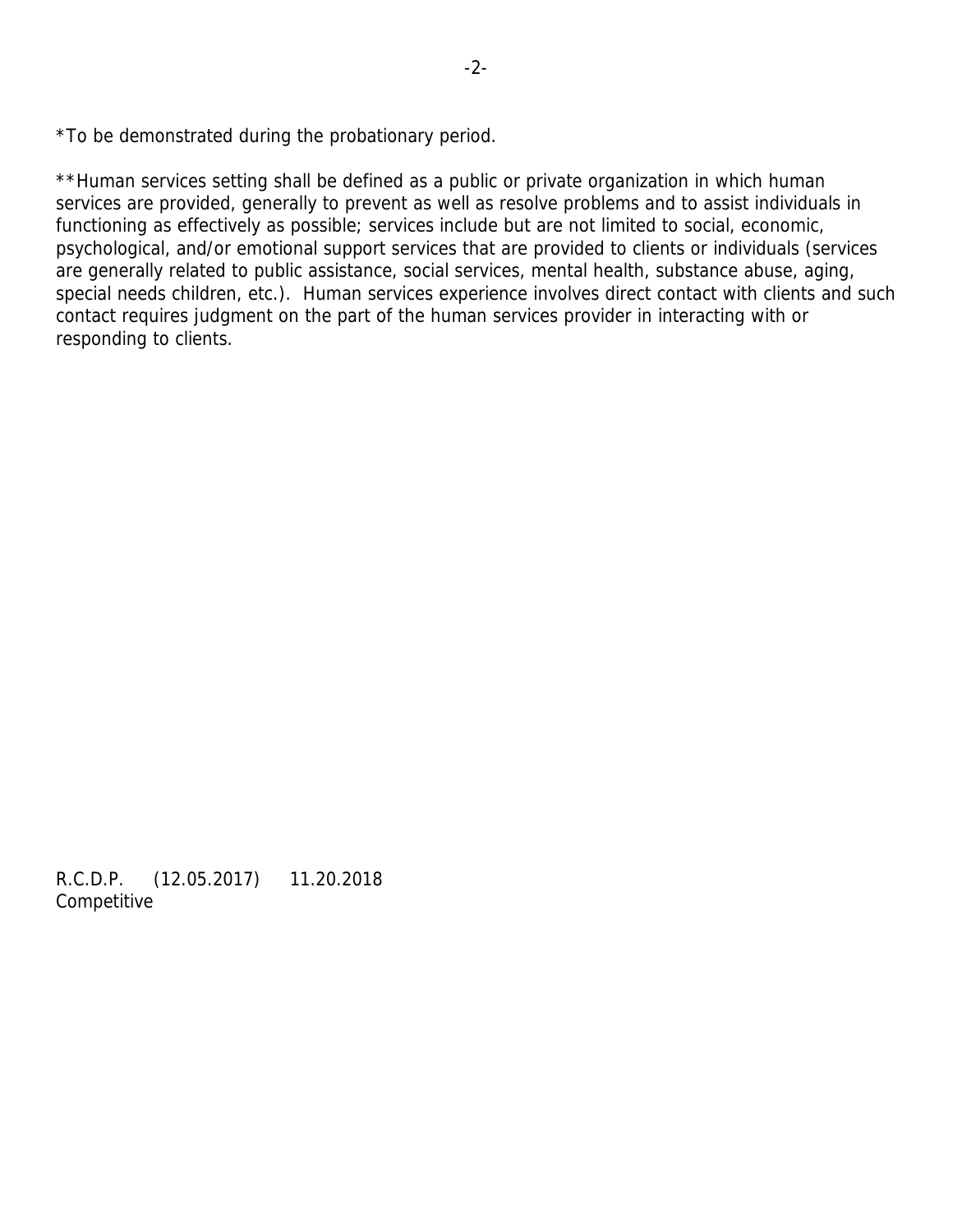*To be demonstrated during the probationary period.

**Human services setting shall be defined as a public or private organization in which human services are provided, generally to prevent as well as resolve problems and to assist individuals in functioning as effectively as possible; services include but are not limited to social, economic, psychological, and/or emotional support services that are provided to clients or individuals (services are generally related to public assistance, social services, mental health, substance abuse, aging, special needs children, etc.). Human services experience involves direct contact with clients and such contact requires judgment on the part of the human services provider in interacting with or responding to clients.

R.C.D.P. (12.05.2017) 11.20.2018
Competitive